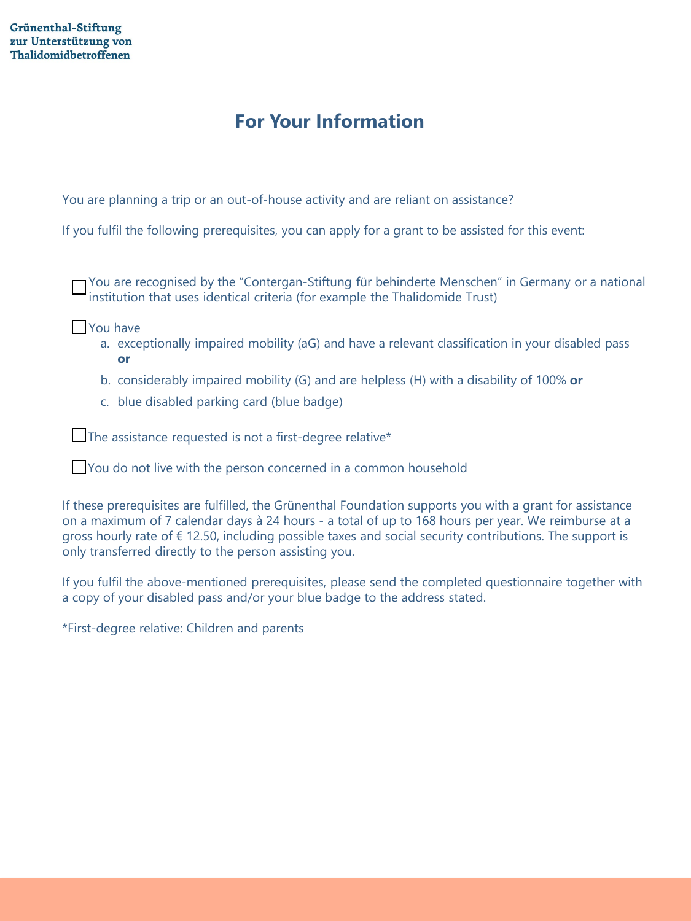**Grünenthal-Stiftung zur Unterstützung von Thalidomidbetroffenen**

# For Your Information

You are planning a trip or an out-of-house activity and are reliant on assistance?

If you fulfil the following prerequisites, you can apply for a grant to be assisted for this event:

- [ ] You are recognised by the "Contergan-Stiftung für behinderte Menschen" in Germany or a national institution that uses identical criteria (for example the Thalidomide Trust)

- [ ] You have
    a. exceptionally impaired mobility (aG) and have a relevant classification in your disabled pass **or**
    b. considerably impaired mobility (G) and are helpless (H) with a disability of 100% **or**
    c. blue disabled parking card (blue badge)

- [ ] The assistance requested is not a first-degree relative*

- [ ] You do not live with the person concerned in a common household

If these prerequisites are fulfilled, the Grünenthal Foundation supports you with a grant for assistance on a maximum of 7 calendar days à 24 hours - a total of up to 168 hours per year. We reimburse at a gross hourly rate of € 12.50, including possible taxes and social security contributions. The support is only transferred directly to the person assisting you.

If you fulfil the above-mentioned prerequisites, please send the completed questionnaire together with a copy of your disabled pass and/or your blue badge to the address stated.

*First-degree relative: Children and parents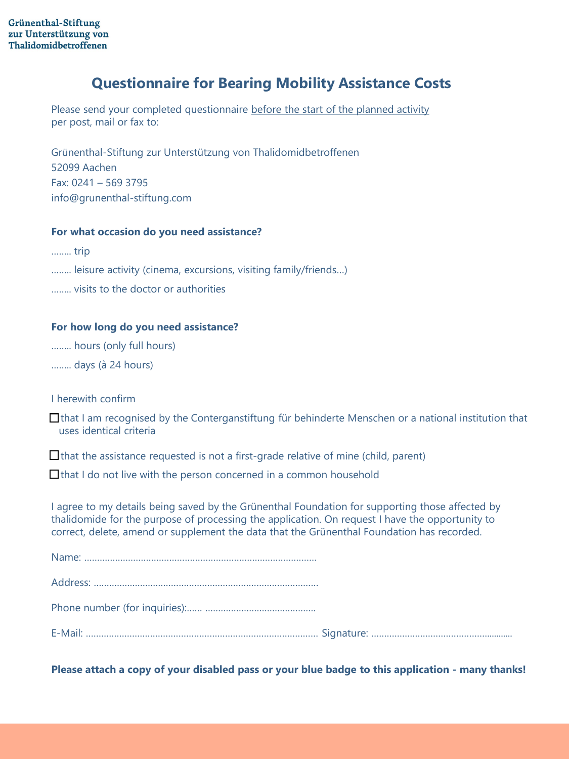**Grünenthal-Stiftung zur Unterstützung von Thalidomidbetroffenen**

# Questionnaire for Bearing Mobility Assistance Costs

Please send your completed questionnaire before the start of the planned activity per post, mail or fax to:

Grünenthal-Stiftung zur Unterstützung von Thalidomidbetroffenen
52099 Aachen
Fax: 0241 – 569 3795
info@grunenthal-stiftung.com

**For what occasion do you need assistance?**

........ trip

........ leisure activity (cinema, excursions, visiting family/friends...)

........ visits to the doctor or authorities

**For how long do you need assistance?**

........ hours (only full hours)

........ days (à 24 hours)

I herewith confirm

- ☐ that I am recognised by the Conterganstiftung für behinderte Menschen or a national institution that uses identical criteria
- ☐ that the assistance requested is not a first-grade relative of mine (child, parent)
- ☐ that I do not live with the person concerned in a common household

I agree to my details being saved by the Grünenthal Foundation for supporting those affected by thalidomide for the purpose of processing the application. On request I have the opportunity to correct, delete, amend or supplement the data that the Grünenthal Foundation has recorded.

Name: ..........................................................................................

Address: ......................................................................................

Phone number (for inquiries):...... ...........................................

E-Mail: .......................................................................................... Signature: .......................................................

**Please attach a copy of your disabled pass or your blue badge to this application - many thanks!**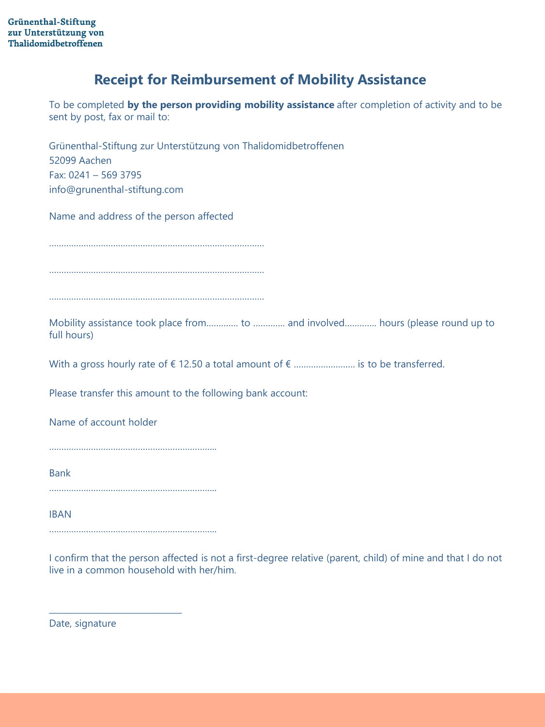Grünenthal-Stiftung
zur Unterstützung von
Thalidomidbetroffenen

# Receipt for Reimbursement of Mobility Assistance

To be completed **by the person providing mobility assistance** after completion of activity and to be sent by post, fax or mail to:

Grünenthal-Stiftung zur Unterstützung von Thalidomidbetroffenen
52099 Aachen
Fax: 0241 – 569 3795
info@grunenthal-stiftung.com

Name and address of the person affected

……………………………………………………………………………

……………………………………………………………………………

……………………………………………………………………………

Mobility assistance took place from…………. to …………. and involved…………. hours (please round up to full hours)

With a gross hourly rate of € 12.50 a total amount of € ……………………. is to be transferred.

Please transfer this amount to the following bank account:

Name of account holder

…………………………………………………………

Bank
…………………………………………………………

IBAN
…………………………………………………………

I confirm that the person affected is not a first-degree relative (parent, child) of mine and that I do not live in a common household with her/him.

\_\_\_\_\_\_\_\_\_\_\_\_\_\_\_\_\_\_\_\_\_\_\_\_\_\_\_\_
Date, signature